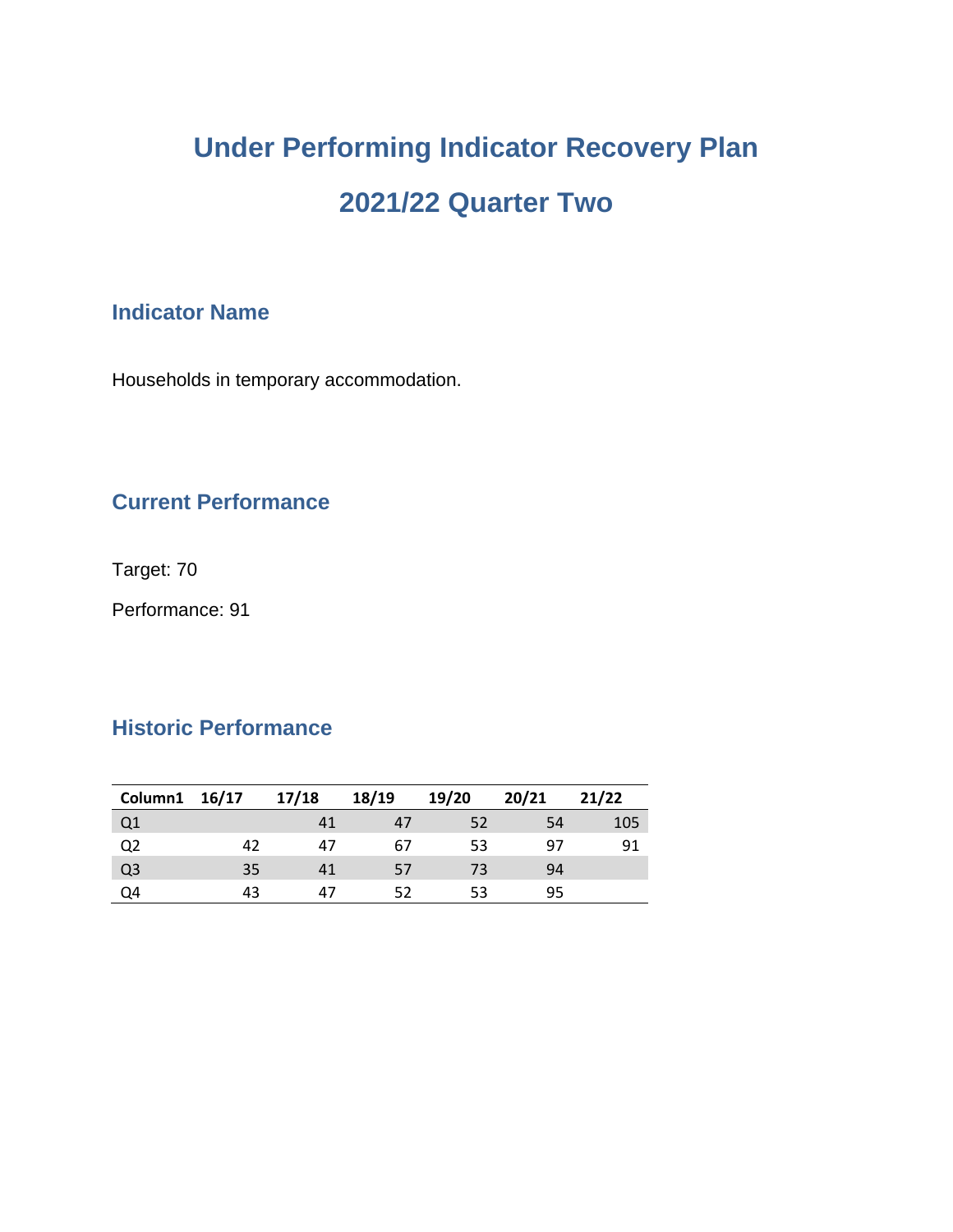# Under Performing Indicator Recovery Plan

# 2021/22 Quarter Two

## Indicator Name

Households in temporary accommodation.

## Current Performance

Target: 70

Performance: 91

## Historic Performance

| Column1 | 16/17 | 17/18 | 18/19 | 19/20 | 20/21 | 21/22 |
|---|---|---|---|---|---|---|
| Q1 | | 41 | 47 | 52 | 54 | 105 |
| Q2 | 42 | 47 | 67 | 53 | 97 | 91 |
| Q3 | 35 | 41 | 57 | 73 | 94 | |
| Q4 | 43 | 47 | 52 | 53 | 95 | |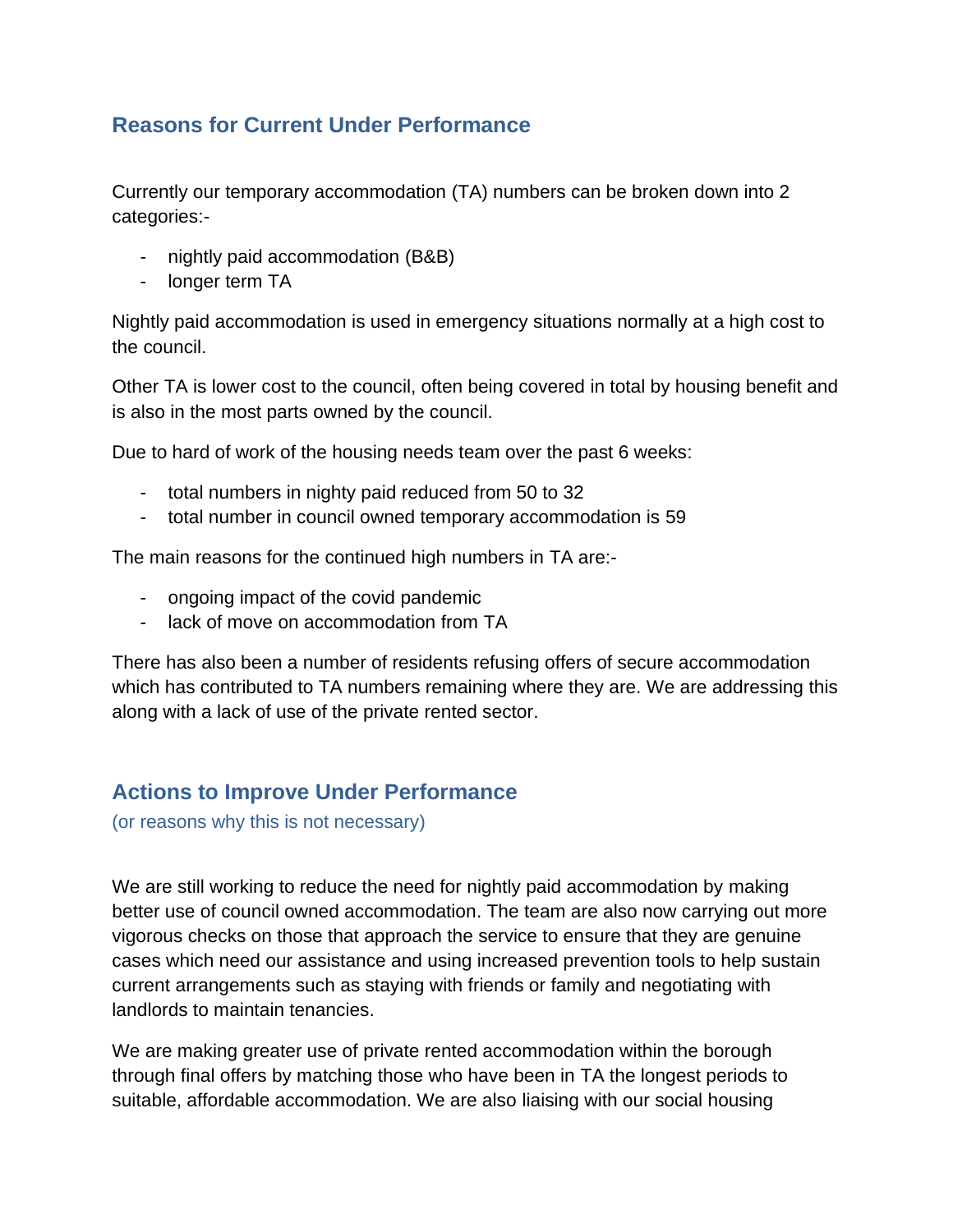## Reasons for Current Under Performance

Currently our temporary accommodation (TA) numbers can be broken down into 2 categories:-

- nightly paid accommodation (B&B)
- longer term TA

Nightly paid accommodation is used in emergency situations normally at a high cost to the council.

Other TA is lower cost to the council, often being covered in total by housing benefit and is also in the most parts owned by the council.

Due to hard of work of the housing needs team over the past 6 weeks:

- total numbers in nighty paid reduced from 50 to 32
- total number in council owned temporary accommodation is 59

The main reasons for the continued high numbers in TA are:-

- ongoing impact of the covid pandemic
- lack of move on accommodation from TA

There has also been a number of residents refusing offers of secure accommodation which has contributed to TA numbers remaining where they are. We are addressing this along with a lack of use of the private rented sector.

## Actions to Improve Under Performance

(or reasons why this is not necessary)

We are still working to reduce the need for nightly paid accommodation by making better use of council owned accommodation. The team are also now carrying out more vigorous checks on those that approach the service to ensure that they are genuine cases which need our assistance and using increased prevention tools to help sustain current arrangements such as staying with friends or family and negotiating with landlords to maintain tenancies.

We are making greater use of private rented accommodation within the borough through final offers by matching those who have been in TA the longest periods to suitable, affordable accommodation. We are also liaising with our social housing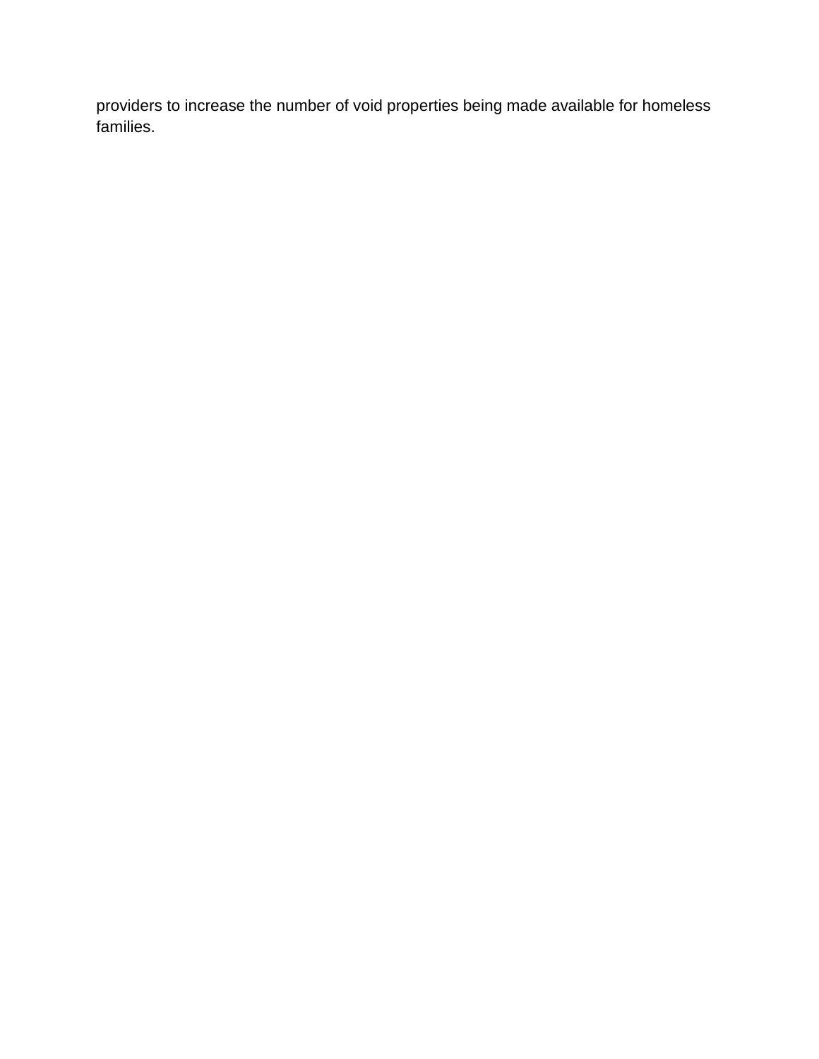providers to increase the number of void properties being made available for homeless families.